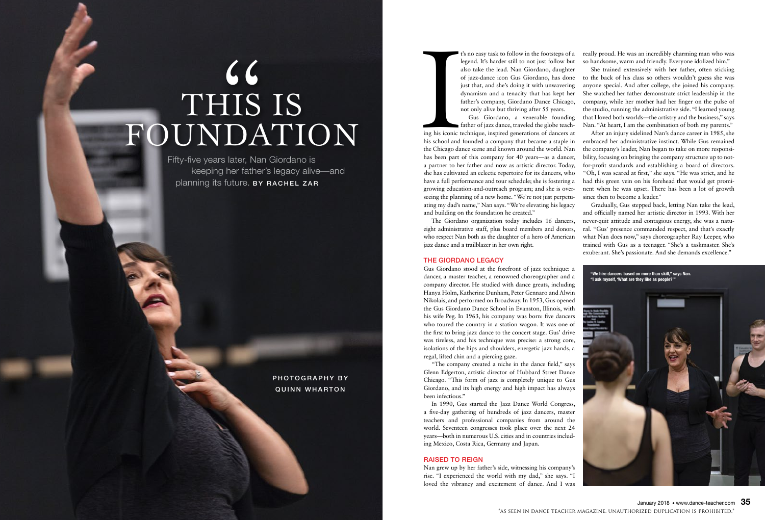# "THIS IS FOUNDATION

Fifty-five years later, Nan Giordano is keeping her father's legacy alive—and planning its future. BY RACHEL ZAR

PHOTOGRAPHY BY QUINN WHARTON

It's no easy task to follow in the footsteps of a legend. It's harder still to not just follow but also take the lead. Nan Giordano, daughter of jazz-dance icon Gus Giordano, has done just that, and she's doing it with unwavering dynamism and a tenacity that has kept her father's company, Giordano Dance Chicago, not only alive but thriving after 55 years.

Gus Giordano, a venerable founding father of jazz dance, traveled the globe teaching his iconic technique, inspired generations of dancers at his school and founded a company that became a staple in the Chicago dance scene and known around the world. Nan has been part of this company for 40 years—as a dancer, a partner to her father and now as artistic director. Today, she has cultivated an eclectic repertoire for its dancers, who have a full performance and tour schedule; she is fostering a growing education-and-outreach program; and she is overseeing the planning of a new home. "We're not just perpetuating my dad's name," Nan says. "We're elevating his legacy and building on the foundation he created."

The Giordano organization today includes 16 dancers, eight administrative staff, plus board members and donors, who respect Nan both as the daughter of a hero of American jazz dance and a trailblazer in her own right.

## THE GIORDANO LEGACY

Gus Giordano stood at the forefront of jazz technique: a dancer, a master teacher, a renowned choreographer and a company director. He studied with dance greats, including Hanya Holm, Katherine Dunham, Peter Gennaro and Alwin Nikolais, and performed on Broadway. In 1953, Gus opened the Gus Giordano Dance School in Evanston, Illinois, with his wife Peg. In 1963, his company was born: five dancers who toured the country in a station wagon. It was one of the first to bring jazz dance to the concert stage. Gus' drive was tireless, and his technique was precise: a strong core, isolations of the hips and shoulders, energetic jazz hands, a regal, lifted chin and a piercing gaze.

"The company created a niche in the dance field," says Glenn Edgerton, artistic director of Hubbard Street Dance Chicago. "This form of jazz is completely unique to Gus Giordano, and its high energy and high impact has always been infectious."

In 1990, Gus started the Jazz Dance World Congress, a five-day gathering of hundreds of jazz dancers, master teachers and professional companies from around the world. Seventeen congresses took place over the next 24 years—both in numerous U.S. cities and in countries including Mexico, Costa Rica, Germany and Japan.

## RAISED TO REIGN

Nan grew up by her father's side, witnessing his company's rise. "I experienced the world with my dad," she says. "I loved the vibrancy and excitement of dance. And I was really proud. He was an incredibly charming man who was so handsome, warm and friendly. Everyone idolized him."

She trained extensively with her father, often sticking to the back of his class so others wouldn't guess she was anyone special. And after college, she joined his company. She watched her father demonstrate strict leadership in the company, while her mother had her finger on the pulse of the studio, running the administrative side. "I learned young that I loved both worlds—the artistry and the business," says Nan. "At heart, I am the combination of both my parents."

After an injury sidelined Nan's dance career in 1985, she embraced her administrative instinct. While Gus remained the company's leader, Nan began to take on more responsibility, focusing on bringing the company structure up to not-for-profit standards and establishing a board of directors. "Oh, I was scared at first," she says. "He was strict, and he had this green vein on his forehead that would get prominent when he was upset. There has been a lot of growth since then to become a leader."

Gradually, Gus stepped back, letting Nan take the lead, and officially named her artistic director in 1993. With her never-quit attitude and contagious energy, she was a natural. "Gus' presence commanded respect, and that's exactly what Nan does now," says choreographer Ray Leeper, who trained with Gus as a teenager. "She's a taskmaster. She's exuberant. She's passionate. And she demands excellence."

"We hire dancers based on more than skill," says Nan. "I ask myself, 'What are they like as people?'"

"AS SEEN IN DANCE TEACHER MAGAZINE. UNAUTHORIZED DUPLICATION IS PROHIBITED."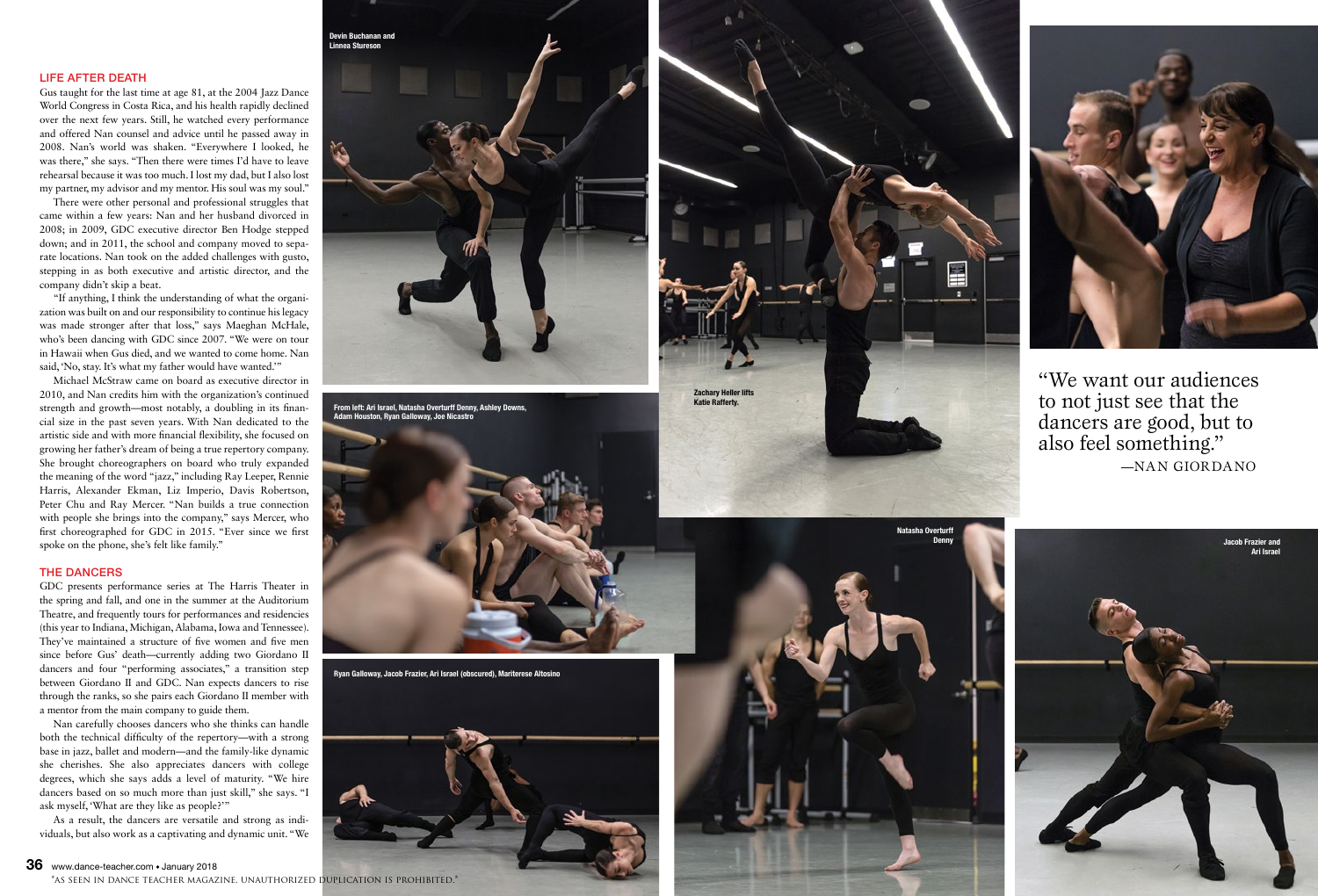## LIFE AFTER DEATH

Gus taught for the last time at age 81, at the 2004 Jazz Dance World Congress in Costa Rica, and his health rapidly declined over the next few years. Still, he watched every performance and offered Nan counsel and advice until he passed away in 2008. Nan's world was shaken. "Everywhere I looked, he was there," she says. "Then there were times I'd have to leave rehearsal because it was too much. I lost my dad, but I also lost my partner, my advisor and my mentor. His soul was my soul."

There were other personal and professional struggles that came within a few years: Nan and her husband divorced in 2008; in 2009, GDC executive director Ben Hodge stepped down; and in 2011, the school and company moved to separate locations. Nan took on the added challenges with gusto, stepping in as both executive and artistic director, and the company didn't skip a beat.

"If anything, I think the understanding of what the organization was built on and our responsibility to continue his legacy was made stronger after that loss," says Maeghan McHale, who's been dancing with GDC since 2007. "We were on tour in Hawaii when Gus died, and we wanted to come home. Nan said, 'No, stay. It's what my father would have wanted.'"

Michael McStraw came on board as executive director in 2010, and Nan credits him with the organization's continued strength and growth—most notably, a doubling in its financial size in the past seven years. With Nan dedicated to the artistic side and with more financial flexibility, she focused on growing her father's dream of being a true repertory company. She brought choreographers on board who truly expanded the meaning of the word "jazz," including Ray Leeper, Rennie Harris, Alexander Ekman, Liz Imperio, Davis Robertson, Peter Chu and Ray Mercer. "Nan builds a true connection with people she brings into the company," says Mercer, who first choreographed for GDC in 2015. "Ever since we first spoke on the phone, she's felt like family."

## THE DANCERS

GDC presents performance series at The Harris Theater in the spring and fall, and one in the summer at the Auditorium Theatre, and frequently tours for performances and residencies (this year to Indiana, Michigan, Alabama, Iowa and Tennessee). They've maintained a structure of five women and five men since before Gus' death—currently adding two Giordano II dancers and four "performing associates," a transition step between Giordano II and GDC. Nan expects dancers to rise through the ranks, so she pairs each Giordano II member with a mentor from the main company to guide them.

Nan carefully chooses dancers who she thinks can handle both the technical difficulty of the repertory—with a strong base in jazz, ballet and modern—and the family-like dynamic she cherishes. She also appreciates dancers with college degrees, which she says adds a level of maturity. "We hire dancers based on so much more than just skill," she says. "I ask myself, 'What are they like as people?'"

As a result, the dancers are versatile and strong as individuals, but also work as a captivating and dynamic unit. "We

Devin Buchanan and Linnea Stureson

From left: Ari Israel, Natasha Overturff Denny, Ashley Downs, Adam Houston, Ryan Galloway, Joe Nicastro

Ryan Galloway, Jacob Frazier, Ari Israel (obscured), Mariterese Altosino

Zachary Heller lifts Katie Rafferty.

Natasha Overturff Denny

> "We want our audiences to not just see that the dancers are good, but to also feel something."
> —NAN GIORDANO

Jacob Frazier and Ari Israel

*AS SEEN IN DANCE TEACHER MAGAZINE. UNAUTHORIZED DUPLICATION IS PROHIBITED.*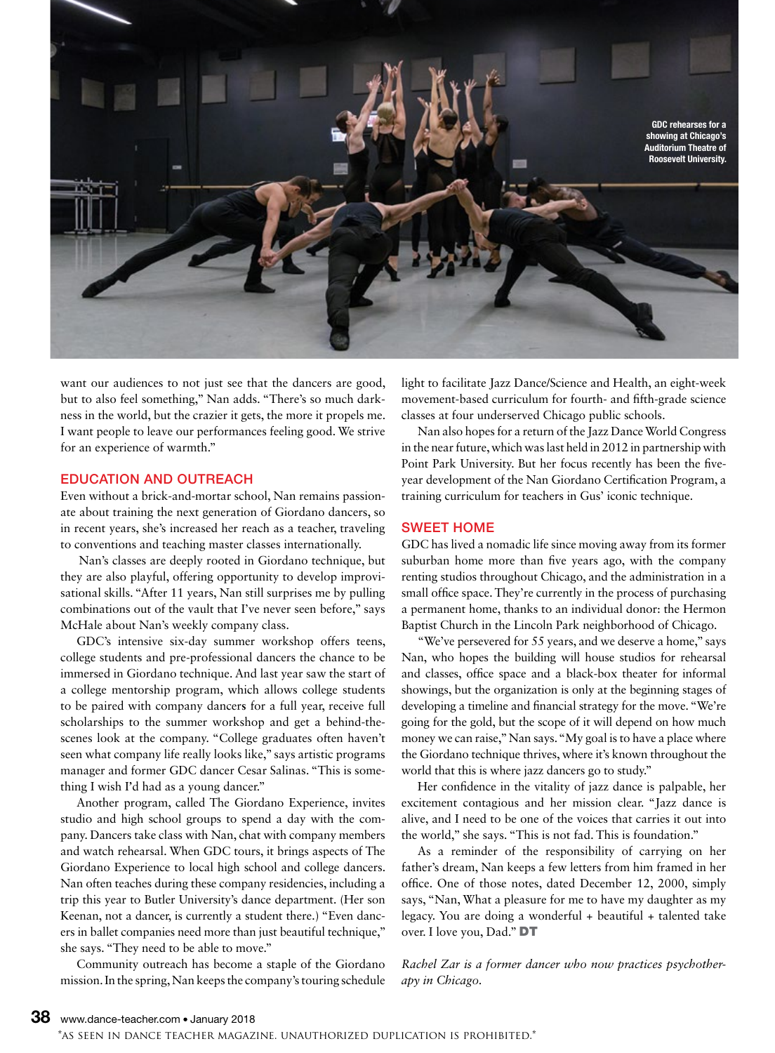GDC rehearses for a showing at Chicago's Auditorium Theatre of Roosevelt University.

want our audiences to not just see that the dancers are good, but to also feel something," Nan adds. "There's so much darkness in the world, but the crazier it gets, the more it propels me. I want people to leave our performances feeling good. We strive for an experience of warmth."

## EDUCATION AND OUTREACH

Even without a brick-and-mortar school, Nan remains passionate about training the next generation of Giordano dancers, so in recent years, she's increased her reach as a teacher, traveling to conventions and teaching master classes internationally.

Nan's classes are deeply rooted in Giordano technique, but they are also playful, offering opportunity to develop improvisational skills. "After 11 years, Nan still surprises me by pulling combinations out of the vault that I've never seen before," says McHale about Nan's weekly company class.

GDC's intensive six-day summer workshop offers teens, college students and pre-professional dancers the chance to be immersed in Giordano technique. And last year saw the start of a college mentorship program, which allows college students to be paired with company dancers for a full year, receive full scholarships to the summer workshop and get a behind-the-scenes look at the company. "College graduates often haven't seen what company life really looks like," says artistic programs manager and former GDC dancer Cesar Salinas. "This is something I wish I'd had as a young dancer."

Another program, called The Giordano Experience, invites studio and high school groups to spend a day with the company. Dancers take class with Nan, chat with company members and watch rehearsal. When GDC tours, it brings aspects of The Giordano Experience to local high school and college dancers. Nan often teaches during these company residencies, including a trip this year to Butler University's dance department. (Her son Keenan, not a dancer, is currently a student there.) "Even dancers in ballet companies need more than just beautiful technique," she says. "They need to be able to move."

Community outreach has become a staple of the Giordano mission. In the spring, Nan keeps the company's touring schedule light to facilitate Jazz Dance/Science and Health, an eight-week movement-based curriculum for fourth- and fifth-grade science classes at four underserved Chicago public schools.

Nan also hopes for a return of the Jazz Dance World Congress in the near future, which was last held in 2012 in partnership with Point Park University. But her focus recently has been the five-year development of the Nan Giordano Certification Program, a training curriculum for teachers in Gus' iconic technique.

## SWEET HOME

GDC has lived a nomadic life since moving away from its former suburban home more than five years ago, with the company renting studios throughout Chicago, and the administration in a small office space. They're currently in the process of purchasing a permanent home, thanks to an individual donor: the Hermon Baptist Church in the Lincoln Park neighborhood of Chicago.

"We've persevered for 55 years, and we deserve a home," says Nan, who hopes the building will house studios for rehearsal and classes, office space and a black-box theater for informal showings, but the organization is only at the beginning stages of developing a timeline and financial strategy for the move. "We're going for the gold, but the scope of it will depend on how much money we can raise," Nan says. "My goal is to have a place where the Giordano technique thrives, where it's known throughout the world that this is where jazz dancers go to study."

Her confidence in the vitality of jazz dance is palpable, her excitement contagious and her mission clear. "Jazz dance is alive, and I need to be one of the voices that carries it out into the world," she says. "This is not fad. This is foundation."

As a reminder of the responsibility of carrying on her father's dream, Nan keeps a few letters from him framed in her office. One of those notes, dated December 12, 2000, simply says, "Nan, What a pleasure for me to have my daughter as my legacy. You are doing a wonderful + beautiful + talented take over. I love you, Dad." **DT**

*Rachel Zar is a former dancer who now practices psychotherapy in Chicago.*

*AS SEEN IN DANCE TEACHER MAGAZINE. UNAUTHORIZED DUPLICATION IS PROHIBITED.*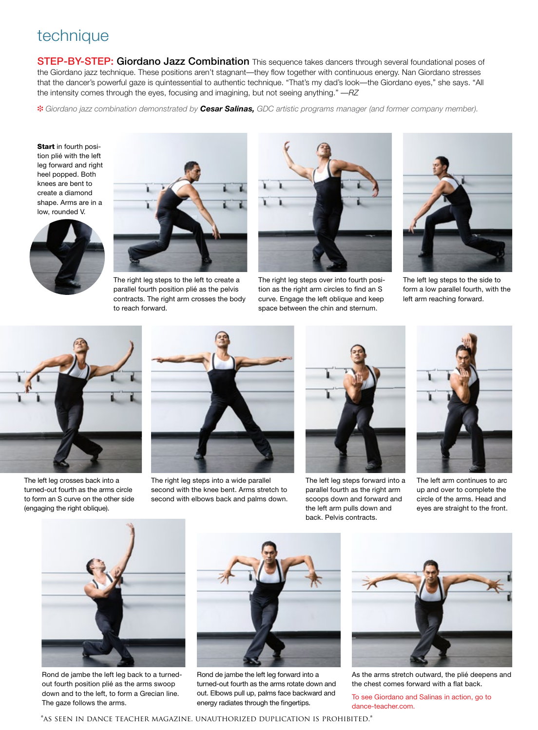# technique

**STEP-BY-STEP: Giordano Jazz Combination** This sequence takes dancers through several foundational poses of the Giordano jazz technique. These positions aren't stagnant—they flow together with continuous energy. Nan Giordano stresses that the dancer's powerful gaze is quintessential to authentic technique. "That's my dad's look—the Giordano eyes," she says. "All the intensity comes through the eyes, focusing and imagining, but not seeing anything." —*RZ*

*Giordano jazz combination demonstrated by* ***Cesar Salinas,*** *GDC artistic programs manager (and former company member).*

**Start** in fourth position plié with the left leg forward and right heel popped. Both knees are bent to create a diamond shape. Arms are in a low, rounded V.

The right leg steps to the left to create a parallel fourth position plié as the pelvis contracts. The right arm crosses the body to reach forward.

The right leg steps over into fourth position as the right arm circles to find an S curve. Engage the left oblique and keep space between the chin and sternum.

The left leg steps to the side to form a low parallel fourth, with the left arm reaching forward.

The left leg crosses back into a turned-out fourth as the arms circle to form an S curve on the other side (engaging the right oblique).

The right leg steps into a wide parallel second with the knee bent. Arms stretch to second with elbows back and palms down.

The left leg steps forward into a parallel fourth as the right arm scoops down and forward and the left arm pulls down and back. Pelvis contracts.

The left arm continues to arc up and over to complete the circle of the arms. Head and eyes are straight to the front.

Rond de jambe the left leg back to a turned-out fourth position plié as the arms swoop down and to the left, to form a Grecian line. The gaze follows the arms.

Rond de jambe the left leg forward into a turned-out fourth as the arms rotate down and out. Elbows pull up, palms face backward and energy radiates through the fingertips.

As the arms stretch outward, the plié deepens and the chest comes forward with a flat back.

To see Giordano and Salinas in action, go to dance-teacher.com.

\*AS SEEN IN DANCE TEACHER MAGAZINE. UNAUTHORIZED DUPLICATION IS PROHIBITED.\*